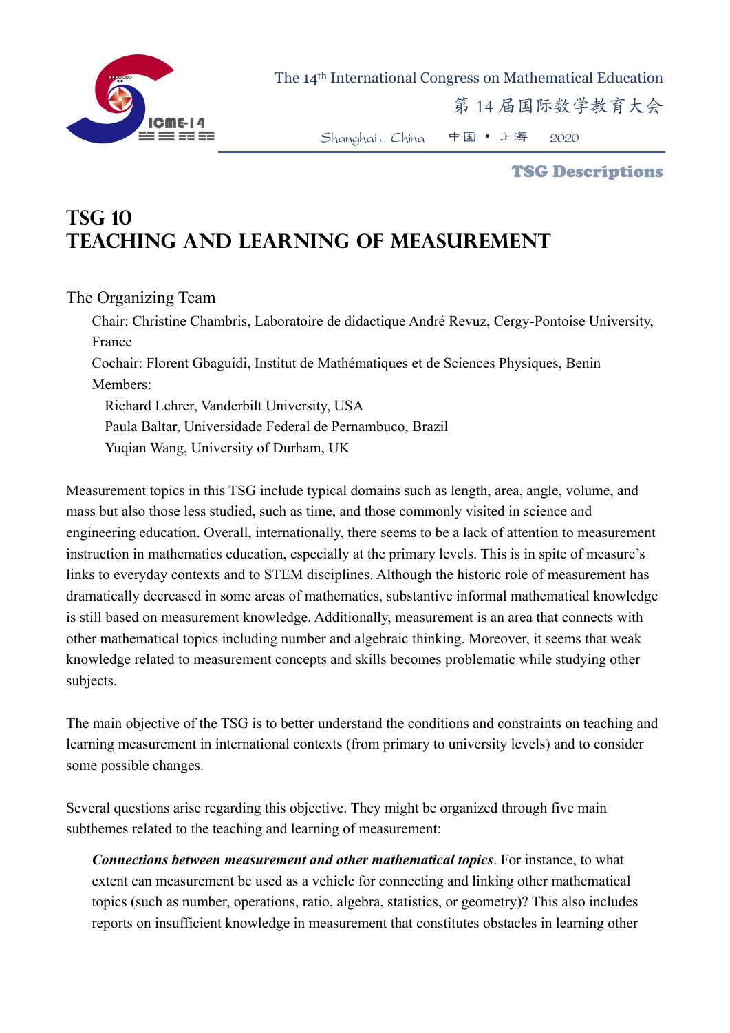# TSG 10
# TEACHING AND LEARNING OF MEASUREMENT

The Organizing Team

Chair: Christine Chambris, Laboratoire de didactique André Revuz, Cergy-Pontoise University, France

Cochair: Florent Gbaguidi, Institut de Mathématiques et de Sciences Physiques, Benin

Members:

Richard Lehrer, Vanderbilt University, USA

Paula Baltar, Universidade Federal de Pernambuco, Brazil

Yuqian Wang, University of Durham, UK

Measurement topics in this TSG include typical domains such as length, area, angle, volume, and mass but also those less studied, such as time, and those commonly visited in science and engineering education. Overall, internationally, there seems to be a lack of attention to measurement instruction in mathematics education, especially at the primary levels. This is in spite of measure's links to everyday contexts and to STEM disciplines. Although the historic role of measurement has dramatically decreased in some areas of mathematics, substantive informal mathematical knowledge is still based on measurement knowledge. Additionally, measurement is an area that connects with other mathematical topics including number and algebraic thinking. Moreover, it seems that weak knowledge related to measurement concepts and skills becomes problematic while studying other subjects.

The main objective of the TSG is to better understand the conditions and constraints on teaching and learning measurement in international contexts (from primary to university levels) and to consider some possible changes.

Several questions arise regarding this objective. They might be organized through five main subthemes related to the teaching and learning of measurement:

***Connections between measurement and other mathematical topics***. For instance, to what extent can measurement be used as a vehicle for connecting and linking other mathematical topics (such as number, operations, ratio, algebra, statistics, or geometry)? This also includes reports on insufficient knowledge in measurement that constitutes obstacles in learning other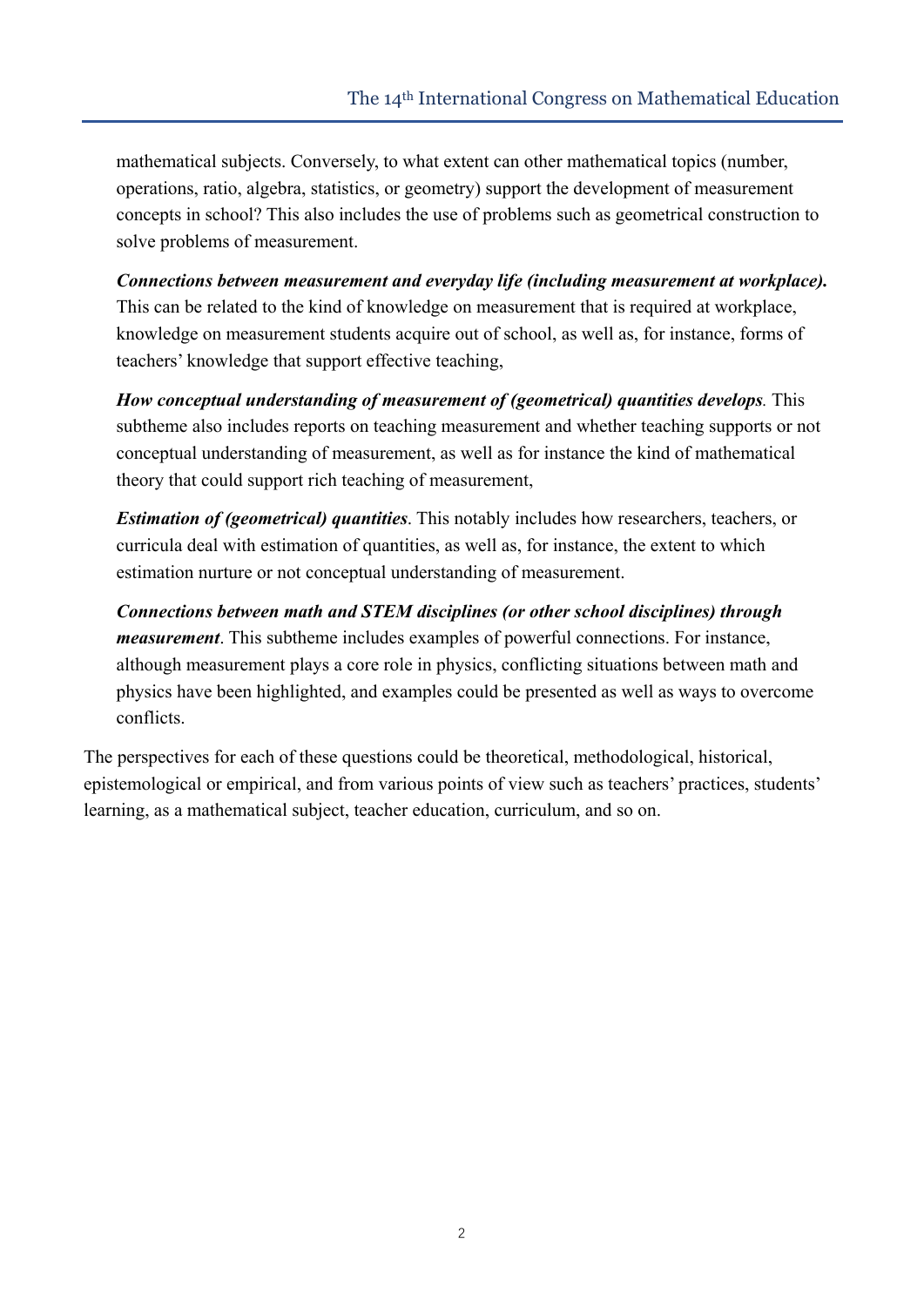mathematical subjects. Conversely, to what extent can other mathematical topics (number, operations, ratio, algebra, statistics, or geometry) support the development of measurement concepts in school? This also includes the use of problems such as geometrical construction to solve problems of measurement.

***Connections between measurement and everyday life (including measurement at workplace).*** This can be related to the kind of knowledge on measurement that is required at workplace, knowledge on measurement students acquire out of school, as well as, for instance, forms of teachers' knowledge that support effective teaching,

***How conceptual understanding of measurement of (geometrical) quantities develops***. This subtheme also includes reports on teaching measurement and whether teaching supports or not conceptual understanding of measurement, as well as for instance the kind of mathematical theory that could support rich teaching of measurement,

***Estimation of (geometrical) quantities***. This notably includes how researchers, teachers, or curricula deal with estimation of quantities, as well as, for instance, the extent to which estimation nurture or not conceptual understanding of measurement.

***Connections between math and STEM disciplines (or other school disciplines) through measurement***. This subtheme includes examples of powerful connections. For instance, although measurement plays a core role in physics, conflicting situations between math and physics have been highlighted, and examples could be presented as well as ways to overcome conflicts.

The perspectives for each of these questions could be theoretical, methodological, historical, epistemological or empirical, and from various points of view such as teachers' practices, students' learning, as a mathematical subject, teacher education, curriculum, and so on.